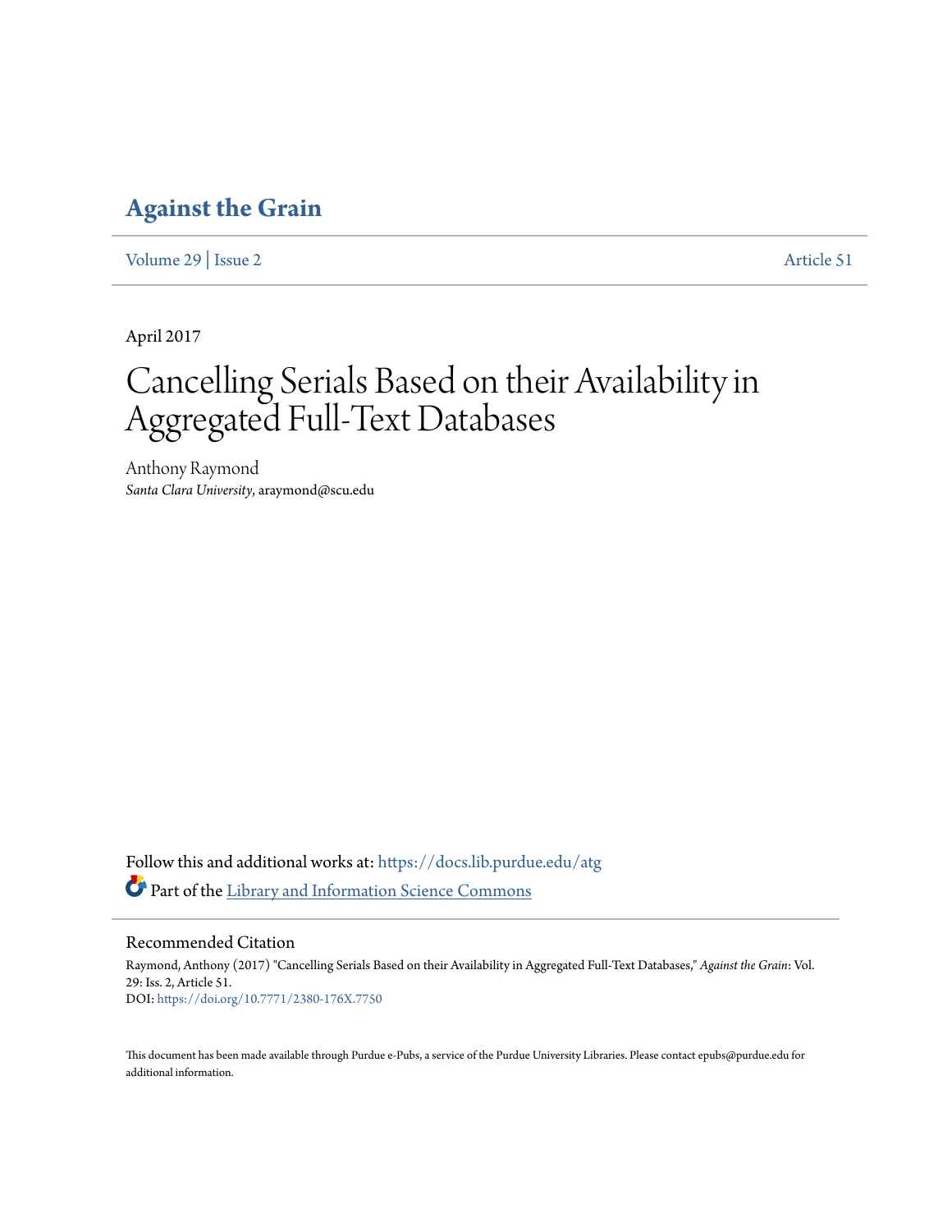# Against the Grain

Volume 29 | Issue 2 Article 51

April 2017

# Cancelling Serials Based on their Availability in Aggregated Full-Text Databases

Anthony Raymond
*Santa Clara University*, araymond@scu.edu

Follow this and additional works at: https://docs.lib.purdue.edu/atg

Part of the Library and Information Science Commons

## Recommended Citation

Raymond, Anthony (2017) "Cancelling Serials Based on their Availability in Aggregated Full-Text Databases," *Against the Grain*: Vol. 29: Iss. 2, Article 51.
DOI: https://doi.org/10.7771/2380-176X.7750

This document has been made available through Purdue e-Pubs, a service of the Purdue University Libraries. Please contact epubs@purdue.edu for additional information.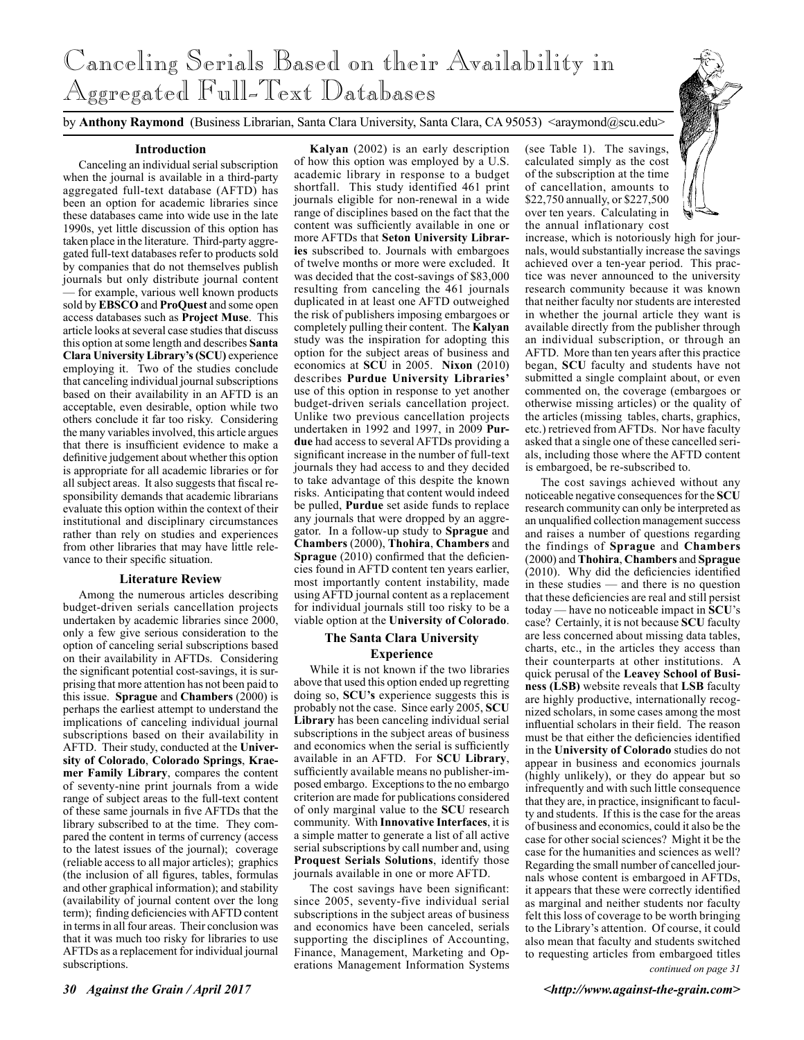# Canceling Serials Based on their Availability in Aggregated Full-Text Databases

by **Anthony Raymond** (Business Librarian, Santa Clara University, Santa Clara, CA 95053) <araymond@scu.edu>

### Introduction

Canceling an individual serial subscription when the journal is available in a third-party aggregated full-text database (AFTD) has been an option for academic libraries since these databases came into wide use in the late 1990s, yet little discussion of this option has taken place in the literature. Third-party aggregated full-text databases refer to products sold by companies that do not themselves publish journals but only distribute journal content — for example, various well known products sold by **EBSCO** and **ProQuest** and some open access databases such as **Project Muse**. This article looks at several case studies that discuss this option at some length and describes **Santa Clara University Library's (SCU)** experience employing it. Two of the studies conclude that canceling individual journal subscriptions based on their availability in an AFTD is an acceptable, even desirable, option while two others conclude it far too risky. Considering the many variables involved, this article argues that there is insufficient evidence to make a definitive judgement about whether this option is appropriate for all academic libraries or for all subject areas. It also suggests that fiscal responsibility demands that academic librarians evaluate this option within the context of their institutional and disciplinary circumstances rather than rely on studies and experiences from other libraries that may have little relevance to their specific situation.

### Literature Review

Among the numerous articles describing budget-driven serials cancellation projects undertaken by academic libraries since 2000, only a few give serious consideration to the option of canceling serial subscriptions based on their availability in AFTDs. Considering the significant potential cost-savings, it is surprising that more attention has not been paid to this issue. **Sprague** and **Chambers** (2000) is perhaps the earliest attempt to understand the implications of canceling individual journal subscriptions based on their availability in AFTD. Their study, conducted at the **University of Colorado**, **Colorado Springs**, **Kraemer Family Library**, compares the content of seventy-nine print journals from a wide range of subject areas to the full-text content of these same journals in five AFTDs that the library subscribed to at the time. They compared the content in terms of currency (access to the latest issues of the journal); coverage (reliable access to all major articles); graphics (the inclusion of all figures, tables, formulas and other graphical information); and stability (availability of journal content over the long term); finding deficiencies with AFTD content in terms in all four areas. Their conclusion was that it was much too risky for libraries to use AFTDs as a replacement for individual journal subscriptions.

**Kalyan** (2002) is an early description of how this option was employed by a U.S. academic library in response to a budget shortfall. This study identified 461 print journals eligible for non-renewal in a wide range of disciplines based on the fact that the content was sufficiently available in one or more AFTDs that **Seton University Libraries** subscribed to. Journals with embargoes of twelve months or more were excluded. It was decided that the cost-savings of $83,000 resulting from canceling the 461 journals duplicated in at least one AFTD outweighed the risk of publishers imposing embargoes or completely pulling their content. The **Kalyan** study was the inspiration for adopting this option for the subject areas of business and economics at **SCU** in 2005. **Nixon** (2010) describes **Purdue University Libraries'** use of this option in response to yet another budget-driven serials cancellation project. Unlike two previous cancellation projects undertaken in 1992 and 1997, in 2009 **Purdue** had access to several AFTDs providing a significant increase in the number of full-text journals they had access to and they decided to take advantage of this despite the known risks. Anticipating that content would indeed be pulled, **Purdue** set aside funds to replace any journals that were dropped by an aggregator. In a follow-up study to **Sprague** and **Chambers** (2000), **Thohira**, **Chambers** and **Sprague** (2010) confirmed that the deficiencies found in AFTD content ten years earlier, most importantly content instability, made using AFTD journal content as a replacement for individual journals still too risky to be a viable option at the **University of Colorado**.

### The Santa Clara University Experience

While it is not known if the two libraries above that used this option ended up regretting doing so, **SCU's** experience suggests this is probably not the case. Since early 2005, **SCU Library** has been canceling individual serial subscriptions in the subject areas of business and economics when the serial is sufficiently available in an AFTD. For **SCU Library**, sufficiently available means no publisher-imposed embargo. Exceptions to the no embargo criterion are made for publications considered of only marginal value to the **SCU** research community. With **Innovative Interfaces**, it is a simple matter to generate a list of all active serial subscriptions by call number and, using **Proquest Serials Solutions**, identify those journals available in one or more AFTD.

The cost savings have been significant: since 2005, seventy-five individual serial subscriptions in the subject areas of business and economics have been canceled, serials supporting the disciplines of Accounting, Finance, Management, Marketing and Operations Management Information Systems (see Table 1). The savings, calculated simply as the cost of the subscription at the time of cancellation, amounts to $22,750 annually, or $227,500 over ten years. Calculating in the annual inflationary cost increase, which is notoriously high for journals, would substantially increase the savings achieved over a ten-year period. This practice was never announced to the university research community because it was known that neither faculty nor students are interested in whether the journal article they want is available directly from the publisher through an individual subscription, or through an AFTD. More than ten years after this practice began, **SCU** faculty and students have not submitted a single complaint about, or even commented on, the coverage (embargoes or otherwise missing articles) or the quality of the articles (missing tables, charts, graphics, etc.) retrieved from AFTDs. Nor have faculty asked that a single one of these cancelled serials, including those where the AFTD content is embargoed, be re-subscribed to.

The cost savings achieved without any noticeable negative consequences for the **SCU** research community can only be interpreted as an unqualified collection management success and raises a number of questions regarding the findings of **Sprague** and **Chambers** (2000) and **Thohira**, **Chambers** and **Sprague** (2010). Why did the deficiencies identified in these studies — and there is no question that these deficiencies are real and still persist today — have no noticeable impact in **SCU**'s case? Certainly, it is not because **SCU** faculty are less concerned about missing data tables, charts, etc., in the articles they access than their counterparts at other institutions. A quick perusal of the **Leavey School of Business (LSB)** website reveals that **LSB** faculty are highly productive, internationally recognized scholars, in some cases among the most influential scholars in their field. The reason must be that either the deficiencies identified in the **University of Colorado** studies do not appear in business and economics journals (highly unlikely), or they do appear but so infrequently and with such little consequence that they are, in practice, insignificant to faculty and students. If this is the case for the areas of business and economics, could it also be the case for other social sciences? Might it be the case for the humanities and sciences as well? Regarding the small number of cancelled journals whose content is embargoed in AFTDs, it appears that these were correctly identified as marginal and neither students nor faculty felt this loss of coverage to be worth bringing to the Library's attention. Of course, it could also mean that faculty and students switched to requesting articles from embargoed titles

*continued on page 31*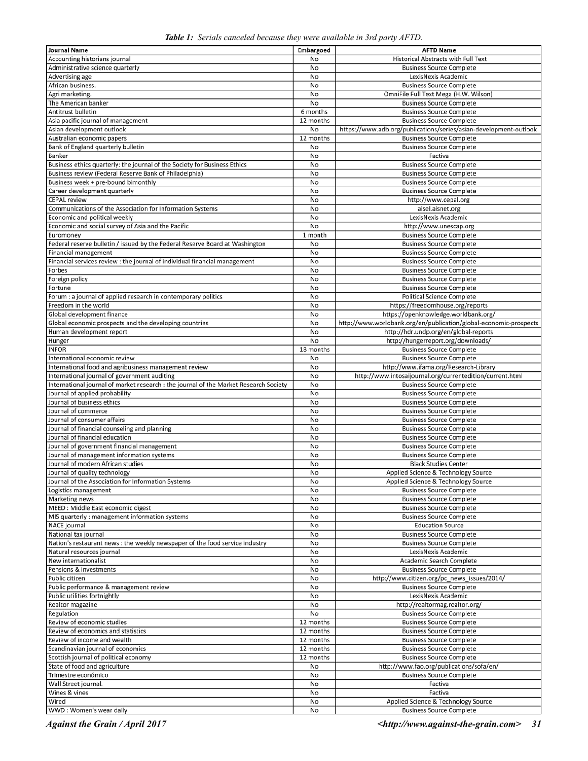***Table 1:** Serials canceled because they were available in 3rd party AFTD.*

| Journal Name | Embargoed | AFTD Name |
|---|---|---|
| Accounting historians journal | No | Historical Abstracts with Full Text |
| Administrative science quarterly | No | Business Source Complete |
| Advertising age | No | LexisNexis Academic |
| African business. | No | Business Source Complete |
| Agri marketing. | No | OmniFile Full Text Mega (H.W. Wilson) |
| The American banker | No | Business Source Complete |
| Antitrust bulletin | 6 months | Business Source Complete |
| Asia pacific journal of management | 12 months | Business Source Complete |
| Asian development outlook | No | https://www.adb.org/publications/series/asian-development-outlook |
| Australian economic papers | 12 months | Business Source Complete |
| Bank of England quarterly bulletin | No | Business Source Complete |
| Banker | No | Factiva |
| Business ethics quarterly: the journal of the Society for Business Ethics | No | Business Source Complete |
| Business review (Federal Reserve Bank of Philadelphia) | No | Business Source Complete |
| Business week + pre-bound bimonthly | No | Business Source Complete |
| Career development quarterly | No | Business Source Complete |
| CEPAL review | No | http://www.cepal.org |
| Communications of the Association for Information Systems | No | aisel.aisnet.org |
| Economic and political weekly | No | LexisNexis Academic |
| Economic and social survey of Asia and the Pacific | No | http://www.unescap.org |
| Euromoney | 1 month | Business Source Complete |
| Federal reserve bulletin / issued by the Federal Reserve Board at Washington | No | Business Source Complete |
| Financial management | No | Business Source Complete |
| Financial services review : the journal of individual financial management | No | Business Source Complete |
| Forbes | No | Business Source Complete |
| Foreign policy | No | Business Source Complete |
| Fortune | No | Business Source Complete |
| Forum : a journal of applied research in contemporary politics | No | Political Science Complete |
| Freedom in the world | No | https://freedomhouse.org/reports |
| Global development finance | No | https://openknowledge.worldbank.org/ |
| Global economic prospects and the developing countries | No | http://www.worldbank.org/en/publication/global-economic-prospects |
| Human development report | No | http://hdr.undp.org/en/global-reports |
| Hunger | No | http://hungerreport.org/downloads/ |
| INFOR | 18 months | Business Source Complete |
| International economic review | No | Business Source Complete |
| International food and agribusiness management review | No | http://www.ifama.org/Research-Library |
| International journal of government auditing | No | http://www.intosaijournal.org/currentedition/current.html |
| International journal of market research : the journal of the Market Research Society | No | Business Source Complete |
| Journal of applied probability | No | Business Source Complete |
| Journal of business ethics | No | Business Source Complete |
| Journal of commerce | No | Business Source Complete |
| Journal of consumer affairs | No | Business Source Complete |
| Journal of financial counseling and planning | No | Business Source Complete |
| Journal of financial education | No | Business Source Complete |
| Journal of government financial management | No | Business Source Complete |
| Journal of management information systems | No | Business Source Complete |
| Journal of modern African studies | No | Black Studies Center |
| Journal of quality technology | No | Applied Science & Technology Source |
| Journal of the Association for Information Systems | No | Applied Science & Technology Source |
| Logistics management | No | Business Source Complete |
| Marketing news | No | Business Source Complete |
| MEED : Middle East economic digest | No | Business Source Complete |
| MIS quarterly : management information systems | No | Business Source Complete |
| NACE journal | No | Education Source |
| National tax journal | No | Business Source Complete |
| Nation's restaurant news : the weekly newspaper of the food service industry | No | Business Source Complete |
| Natural resources journal | No | LexisNexis Academic |
| New internationalist | No | Academic Search Complete |
| Pensions & investments | No | Business Source Complete |
| Public citizen | No | http://www.citizen.org/pc_news_issues/2014/ |
| Public performance & management review | No | Business Source Complete |
| Public utilities fortnightly | No | LexisNexis Academic |
| Realtor magazine | No | http://realtormag.realtor.org/ |
| Regulation | No | Business Source Complete |
| Review of economic studies | 12 months | Business Source Complete |
| Review of economics and statistics | 12 months | Business Source Complete |
| Review of income and wealth | 12 months | Business Source Complete |
| Scandinavian journal of economics | 12 months | Business Source Complete |
| Scottish journal of political economy | 12 months | Business Source Complete |
| State of food and agriculture | No | http://www.fao.org/publications/sofa/en/ |
| Trimestre económico | No | Business Source Complete |
| Wall Street journal. | No | Factiva |
| Wines & vines | No | Factiva |
| Wired | No | Applied Science & Technology Source |
| WWD : Women's wear daily | No | Business Source Complete |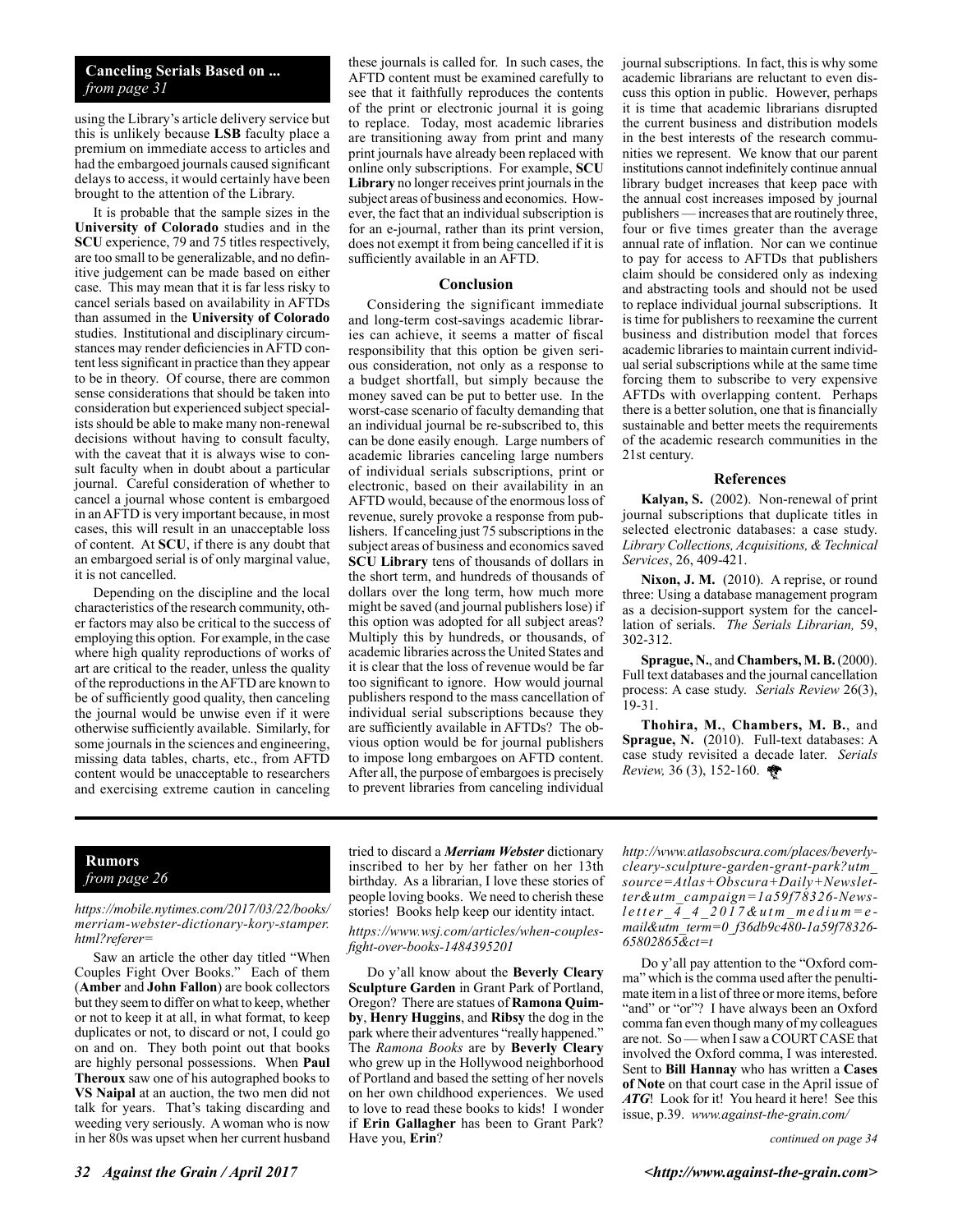### Canceling Serials Based on ...
*from page 31*

using the Library's article delivery service but this is unlikely because **LSB** faculty place a premium on immediate access to articles and had the embargoed journals caused significant delays to access, it would certainly have been brought to the attention of the Library.

It is probable that the sample sizes in the **University of Colorado** studies and in the **SCU** experience, 79 and 75 titles respectively, are too small to be generalizable, and no definitive judgement can be made based on either case. This may mean that it is far less risky to cancel serials based on availability in AFTDs than assumed in the **University of Colorado** studies. Institutional and disciplinary circumstances may render deficiencies in AFTD content less significant in practice than they appear to be in theory. Of course, there are common sense considerations that should be taken into consideration but experienced subject specialists should be able to make many non-renewal decisions without having to consult faculty, with the caveat that it is always wise to consult faculty when in doubt about a particular journal. Careful consideration of whether to cancel a journal whose content is embargoed in an AFTD is very important because, in most cases, this will result in an unacceptable loss of content. At **SCU**, if there is any doubt that an embargoed serial is of only marginal value, it is not cancelled.

Depending on the discipline and the local characteristics of the research community, other factors may also be critical to the success of employing this option. For example, in the case where high quality reproductions of works of art are critical to the reader, unless the quality of the reproductions in the AFTD are known to be of sufficiently good quality, then canceling the journal would be unwise even if it were otherwise sufficiently available. Similarly, for some journals in the sciences and engineering, missing data tables, charts, etc., from AFTD content would be unacceptable to researchers and exercising extreme caution in canceling these journals is called for. In such cases, the AFTD content must be examined carefully to see that it faithfully reproduces the contents of the print or electronic journal it is going to replace. Today, most academic libraries are transitioning away from print and many print journals have already been replaced with online only subscriptions. For example, **SCU Library** no longer receives print journals in the subject areas of business and economics. However, the fact that an individual subscription is for an e-journal, rather than its print version, does not exempt it from being cancelled if it is sufficiently available in an AFTD.

#### Conclusion

Considering the significant immediate and long-term cost-savings academic libraries can achieve, it seems a matter of fiscal responsibility that this option be given serious consideration, not only as a response to a budget shortfall, but simply because the money saved can be put to better use. In the worst-case scenario of faculty demanding that an individual journal be re-subscribed to, this can be done easily enough. Large numbers of academic libraries canceling large numbers of individual serials subscriptions, print or electronic, based on their availability in an AFTD would, because of the enormous loss of revenue, surely provoke a response from publishers. If canceling just 75 subscriptions in the subject areas of business and economics saved **SCU Library** tens of thousands of dollars in the short term, and hundreds of thousands of dollars over the long term, how much more might be saved (and journal publishers lose) if this option was adopted for all subject areas? Multiply this by hundreds, or thousands, of academic libraries across the United States and it is clear that the loss of revenue would be far too significant to ignore. How would journal publishers respond to the mass cancellation of individual serial subscriptions because they are sufficiently available in AFTDs? The obvious option would be for journal publishers to impose long embargoes on AFTD content. After all, the purpose of embargoes is precisely to prevent libraries from canceling individual journal subscriptions. In fact, this is why some academic librarians are reluctant to even discuss this option in public. However, perhaps it is time that academic librarians disrupted the current business and distribution models in the best interests of the research communities we represent. We know that our parent institutions cannot indefinitely continue annual library budget increases that keep pace with the annual cost increases imposed by journal publishers — increases that are routinely three, four or five times greater than the average annual rate of inflation. Nor can we continue to pay for access to AFTDs that publishers claim should be considered only as indexing and abstracting tools and should not be used to replace individual journal subscriptions. It is time for publishers to reexamine the current business and distribution model that forces academic libraries to maintain current individual serial subscriptions while at the same time forcing them to subscribe to very expensive AFTDs with overlapping content. Perhaps there is a better solution, one that is financially sustainable and better meets the requirements of the academic research communities in the 21st century.

#### References

**Kalyan, S.** (2002). Non-renewal of print journal subscriptions that duplicate titles in selected electronic databases: a case study. *Library Collections, Acquisitions, & Technical Services*, 26, 409-421.

**Nixon, J. M.** (2010). A reprise, or round three: Using a database management program as a decision-support system for the cancellation of serials. *The Serials Librarian,* 59, 302-312.

**Sprague, N.**, and **Chambers, M. B.** (2000). Full text databases and the journal cancellation process: A case study. *Serials Review* 26(3), 19-31.

**Thohira, M.**, **Chambers, M. B.**, and **Sprague, N.** (2010). Full-text databases: A case study revisited a decade later. *Serials Review,* 36 (3), 152-160.

---

### Rumors
*from page 26*

*https://mobile.nytimes.com/2017/03/22/books/merriam-webster-dictionary-kory-stamper.html?referer=*

Saw an article the other day titled "When Couples Fight Over Books." Each of them (**Amber** and **John Fallon**) are book collectors but they seem to differ on what to keep, whether or not to keep it at all, in what format, to keep duplicates or not, to discard or not, I could go on and on. They both point out that books are highly personal possessions. When **Paul Theroux** saw one of his autographed books to **VS Naipal** at an auction, the two men did not talk for years. That's taking discarding and weeding very seriously. A woman who is now in her 80s was upset when her current husband tried to discard a ***Merriam Webster*** dictionary inscribed to her by her father on her 13th birthday. As a librarian, I love these stories of people loving books. We need to cherish these stories! Books help keep our identity intact.

*https://www.wsj.com/articles/when-couples-fight-over-books-1484395201*

Do y'all know about the **Beverly Cleary Sculpture Garden** in Grant Park of Portland, Oregon? There are statues of **Ramona Quimby**, **Henry Huggins**, and **Ribsy** the dog in the park where their adventures "really happened." The *Ramona Books* are by **Beverly Cleary** who grew up in the Hollywood neighborhood of Portland and based the setting of her novels on her own childhood experiences. We used to love to read these books to kids! I wonder if **Erin Gallagher** has been to Grant Park? Have you, **Erin**?

*http://www.atlasobscura.com/places/beverly-cleary-sculpture-garden-grant-park?utm_source=Atlas+Obscura+Daily+Newsletter&utm_campaign=1a59f78326-Newsletter_4_4_2017&utm_medium=email&utm_term=0_f36db9c480-1a59f78326-65802865&ct=t*

Do y'all pay attention to the "Oxford comma" which is the comma used after the penultimate item in a list of three or more items, before "and" or "or"? I have always been an Oxford comma fan even though many of my colleagues are not. So — when I saw a COURT CASE that involved the Oxford comma, I was interested. Sent to **Bill Hannay** who has written a **Cases of Note** on that court case in the April issue of ***ATG***! Look for it! You heard it here! See this issue, p.39. *www.against-the-grain.com/*

*continued on page 34*